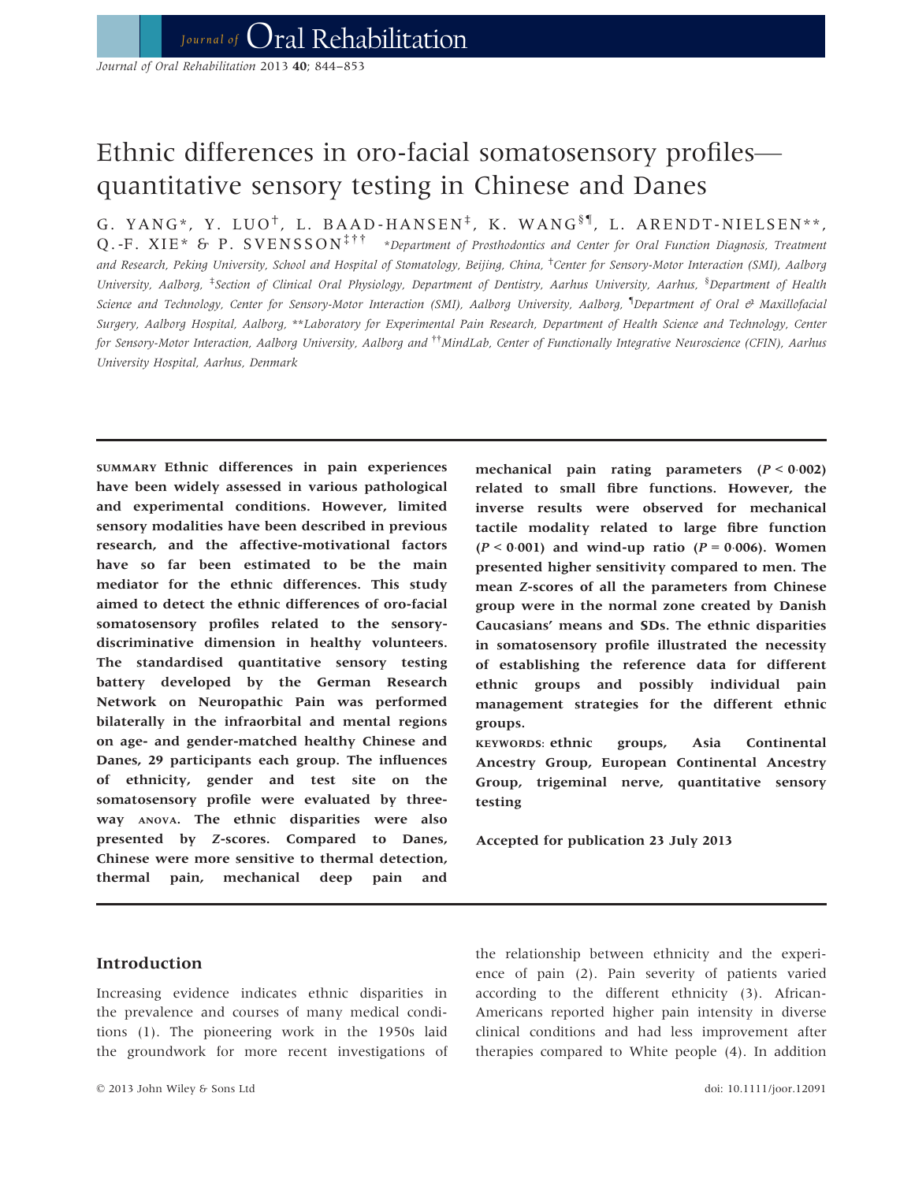# Ethnic differences in oro-facial somatosensory profiles—quantitative sensory testing in Chinese and Danes

G. YANG*, Y. LUO[†], L. BAAD-HANSEN[‡], K. WANG[§¶], L. ARENDT-NIELSEN**, Q.-F. XIE* & P. SVENSSON[‡††]

*Department of Prosthodontics and Center for Oral Function Diagnosis, Treatment and Research, Peking University, School and Hospital of Stomatology, Beijing, China, [†]Center for Sensory-Motor Interaction (SMI), Aalborg University, Aalborg, [‡]Section of Clinical Oral Physiology, Department of Dentistry, Aarhus University, Aarhus, [§]Department of Health Science and Technology, Center for Sensory-Motor Interaction (SMI), Aalborg University, Aalborg, [¶]Department of Oral & Maxillofacial Surgery, Aalborg Hospital, Aalborg, **Laboratory for Experimental Pain Research, Department of Health Science and Technology, Center for Sensory-Motor Interaction, Aalborg University, Aalborg and [††]MindLab, Center of Functionally Integrative Neuroscience (CFIN), Aarhus University Hospital, Aarhus, Denmark

**SUMMARY** **Ethnic differences in pain experiences have been widely assessed in various pathological and experimental conditions. However, limited sensory modalities have been described in previous research, and the affective-motivational factors have so far been estimated to be the main mediator for the ethnic differences. This study aimed to detect the ethnic differences of oro-facial somatosensory profiles related to the sensory-discriminative dimension in healthy volunteers. The standardised quantitative sensory testing battery developed by the German Research Network on Neuropathic Pain was performed bilaterally in the infraorbital and mental regions on age- and gender-matched healthy Chinese and Danes, 29 participants each group. The influences of ethnicity, gender and test site on the somatosensory profile were evaluated by three-way ANOVA. The ethnic disparities were also presented by *Z*-scores. Compared to Danes, Chinese were more sensitive to thermal detection, thermal pain, mechanical deep pain and mechanical pain rating parameters ($P < 0{\cdot}002$) related to small fibre functions. However, the inverse results were observed for mechanical tactile modality related to large fibre function ($P < 0{\cdot}001$) and wind-up ratio ($P = 0{\cdot}006$). Women presented higher sensitivity compared to men. The mean *Z*-scores of all the parameters from Chinese group were in the normal zone created by Danish Caucasians' means and SDs. The ethnic disparities in somatosensory profile illustrated the necessity of establishing the reference data for different ethnic groups and possibly individual pain management strategies for the different ethnic groups.**

**KEYWORDS:** **ethnic groups, Asia Continental Ancestry Group, European Continental Ancestry Group, trigeminal nerve, quantitative sensory testing**

**Accepted for publication 23 July 2013**

## Introduction

Increasing evidence indicates ethnic disparities in the prevalence and courses of many medical conditions (1). The pioneering work in the 1950s laid the groundwork for more recent investigations of the relationship between ethnicity and the experience of pain (2). Pain severity of patients varied according to the different ethnicity (3). African-Americans reported higher pain intensity in diverse clinical conditions and had less improvement after therapies compared to White people (4). In addition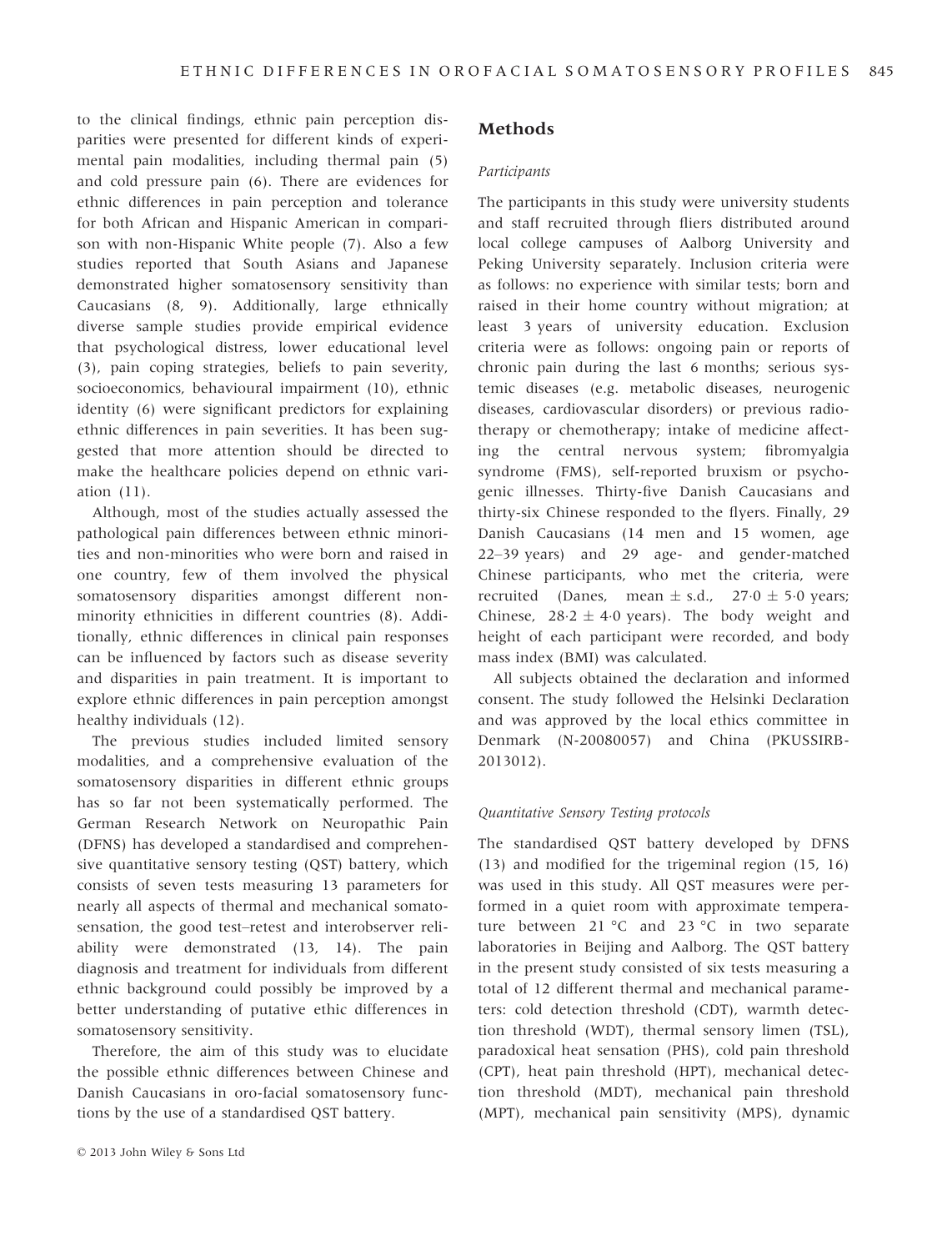to the clinical findings, ethnic pain perception disparities were presented for different kinds of experimental pain modalities, including thermal pain (5) and cold pressure pain (6). There are evidences for ethnic differences in pain perception and tolerance for both African and Hispanic American in comparison with non-Hispanic White people (7). Also a few studies reported that South Asians and Japanese demonstrated higher somatosensory sensitivity than Caucasians (8, 9). Additionally, large ethnically diverse sample studies provide empirical evidence that psychological distress, lower educational level (3), pain coping strategies, beliefs to pain severity, socioeconomics, behavioural impairment (10), ethnic identity (6) were significant predictors for explaining ethnic differences in pain severities. It has been suggested that more attention should be directed to make the healthcare policies depend on ethnic variation (11).

Although, most of the studies actually assessed the pathological pain differences between ethnic minorities and non-minorities who were born and raised in one country, few of them involved the physical somatosensory disparities amongst different non-minority ethnicities in different countries (8). Additionally, ethnic differences in clinical pain responses can be influenced by factors such as disease severity and disparities in pain treatment. It is important to explore ethnic differences in pain perception amongst healthy individuals (12).

The previous studies included limited sensory modalities, and a comprehensive evaluation of the somatosensory disparities in different ethnic groups has so far not been systematically performed. The German Research Network on Neuropathic Pain (DFNS) has developed a standardised and comprehensive quantitative sensory testing (QST) battery, which consists of seven tests measuring 13 parameters for nearly all aspects of thermal and mechanical somatosensation, the good test–retest and interobserver reliability were demonstrated (13, 14). The pain diagnosis and treatment for individuals from different ethnic background could possibly be improved by a better understanding of putative ethic differences in somatosensory sensitivity.

Therefore, the aim of this study was to elucidate the possible ethnic differences between Chinese and Danish Caucasians in oro-facial somatosensory functions by the use of a standardised QST battery.

## Methods

### *Participants*

The participants in this study were university students and staff recruited through fliers distributed around local college campuses of Aalborg University and Peking University separately. Inclusion criteria were as follows: no experience with similar tests; born and raised in their home country without migration; at least 3 years of university education. Exclusion criteria were as follows: ongoing pain or reports of chronic pain during the last 6 months; serious systemic diseases (e.g. metabolic diseases, neurogenic diseases, cardiovascular disorders) or previous radiotherapy or chemotherapy; intake of medicine affecting the central nervous system; fibromyalgia syndrome (FMS), self-reported bruxism or psychogenic illnesses. Thirty-five Danish Caucasians and thirty-six Chinese responded to the flyers. Finally, 29 Danish Caucasians (14 men and 15 women, age 22–39 years) and 29 age- and gender-matched Chinese participants, who met the criteria, were recruited (Danes, mean ± s.d., 27·0 ± 5·0 years; Chinese, 28·2 ± 4·0 years). The body weight and height of each participant were recorded, and body mass index (BMI) was calculated.

All subjects obtained the declaration and informed consent. The study followed the Helsinki Declaration and was approved by the local ethics committee in Denmark (N-20080057) and China (PKUSSIRB-2013012).

### *Quantitative Sensory Testing protocols*

The standardised QST battery developed by DFNS (13) and modified for the trigeminal region (15, 16) was used in this study. All QST measures were performed in a quiet room with approximate temperature between 21 °C and 23 °C in two separate laboratories in Beijing and Aalborg. The QST battery in the present study consisted of six tests measuring a total of 12 different thermal and mechanical parameters: cold detection threshold (CDT), warmth detection threshold (WDT), thermal sensory limen (TSL), paradoxical heat sensation (PHS), cold pain threshold (CPT), heat pain threshold (HPT), mechanical detection threshold (MDT), mechanical pain threshold (MPT), mechanical pain sensitivity (MPS), dynamic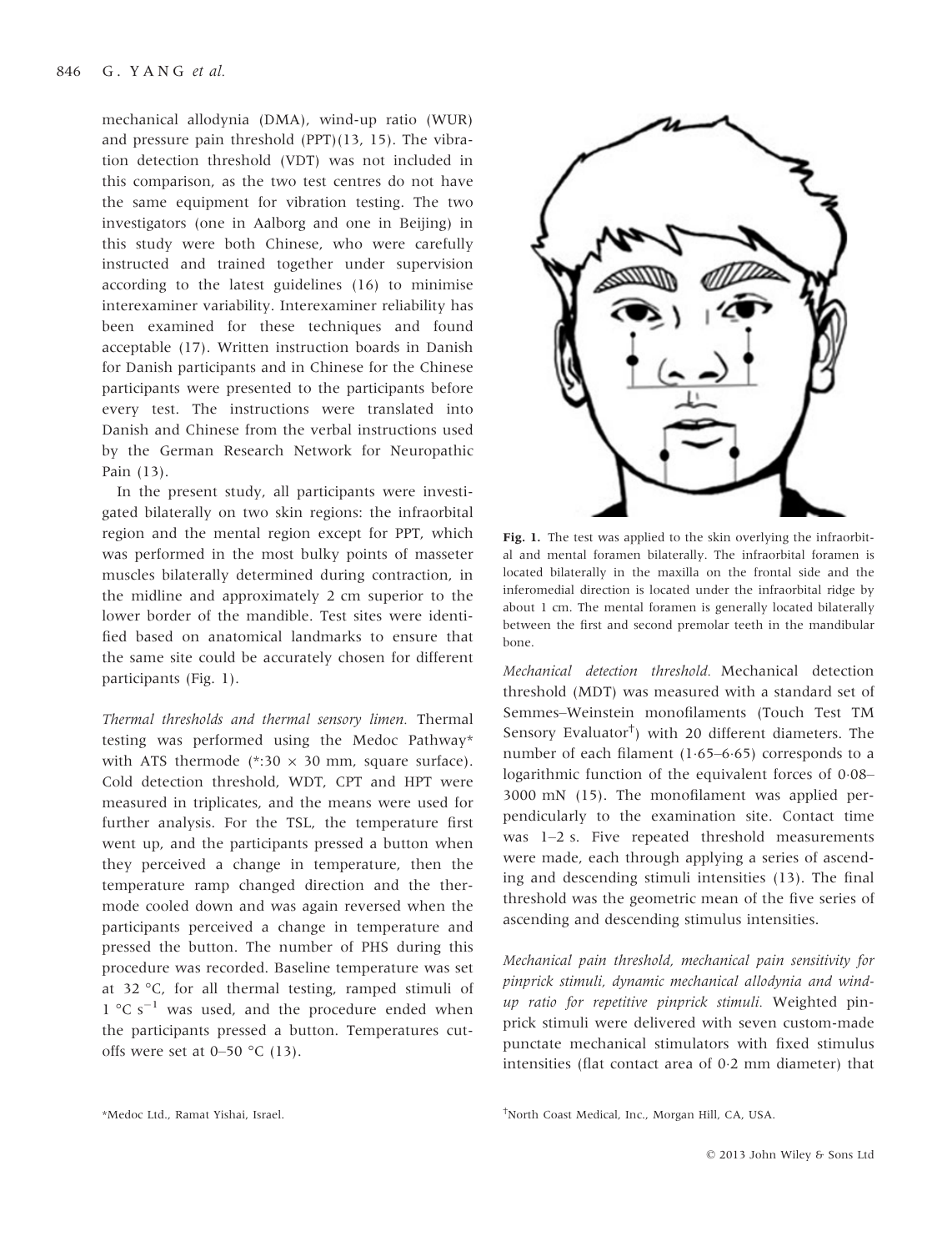mechanical allodynia (DMA), wind-up ratio (WUR) and pressure pain threshold (PPT)(13, 15). The vibration detection threshold (VDT) was not included in this comparison, as the two test centres do not have the same equipment for vibration testing. The two investigators (one in Aalborg and one in Beijing) in this study were both Chinese, who were carefully instructed and trained together under supervision according to the latest guidelines (16) to minimise interexaminer variability. Interexaminer reliability has been examined for these techniques and found acceptable (17). Written instruction boards in Danish for Danish participants and in Chinese for the Chinese participants were presented to the participants before every test. The instructions were translated into Danish and Chinese from the verbal instructions used by the German Research Network for Neuropathic Pain (13).

In the present study, all participants were investigated bilaterally on two skin regions: the infraorbital region and the mental region except for PPT, which was performed in the most bulky points of masseter muscles bilaterally determined during contraction, in the midline and approximately 2 cm superior to the lower border of the mandible. Test sites were identified based on anatomical landmarks to ensure that the same site could be accurately chosen for different participants (Fig. 1).

**Fig. 1.** The test was applied to the skin overlying the infraorbital and mental foramen bilaterally. The infraorbital foramen is located bilaterally in the maxilla on the frontal side and the inferomedial direction is located under the infraorbital ridge by about 1 cm. The mental foramen is generally located bilaterally between the first and second premolar teeth in the mandibular bone.

*Thermal thresholds and thermal sensory limen.* Thermal testing was performed using the Medoc Pathway* with ATS thermode (*:30 × 30 mm, square surface). Cold detection threshold, WDT, CPT and HPT were measured in triplicates, and the means were used for further analysis. For the TSL, the temperature first went up, and the participants pressed a button when they perceived a change in temperature, then the temperature ramp changed direction and the thermode cooled down and was again reversed when the participants perceived a change in temperature and pressed the button. The number of PHS during this procedure was recorded. Baseline temperature was set at 32 °C, for all thermal testing, ramped stimuli of 1 °C $s^{-1}$ was used, and the procedure ended when the participants pressed a button. Temperatures cutoffs were set at 0–50 °C (13).

*Mechanical detection threshold.* Mechanical detection threshold (MDT) was measured with a standard set of Semmes–Weinstein monofilaments (Touch Test TM Sensory Evaluator†) with 20 different diameters. The number of each filament (1·65–6·65) corresponds to a logarithmic function of the equivalent forces of 0·08–3000 mN (15). The monofilament was applied perpendicularly to the examination site. Contact time was 1–2 s. Five repeated threshold measurements were made, each through applying a series of ascending and descending stimuli intensities (13). The final threshold was the geometric mean of the five series of ascending and descending stimulus intensities.

*Mechanical pain threshold, mechanical pain sensitivity for pinprick stimuli, dynamic mechanical allodynia and wind-up ratio for repetitive pinprick stimuli.* Weighted pinprick stimuli were delivered with seven custom-made punctate mechanical stimulators with fixed stimulus intensities (flat contact area of 0·2 mm diameter) that

*Medoc Ltd., Ramat Yishai, Israel.

†North Coast Medical, Inc., Morgan Hill, CA, USA.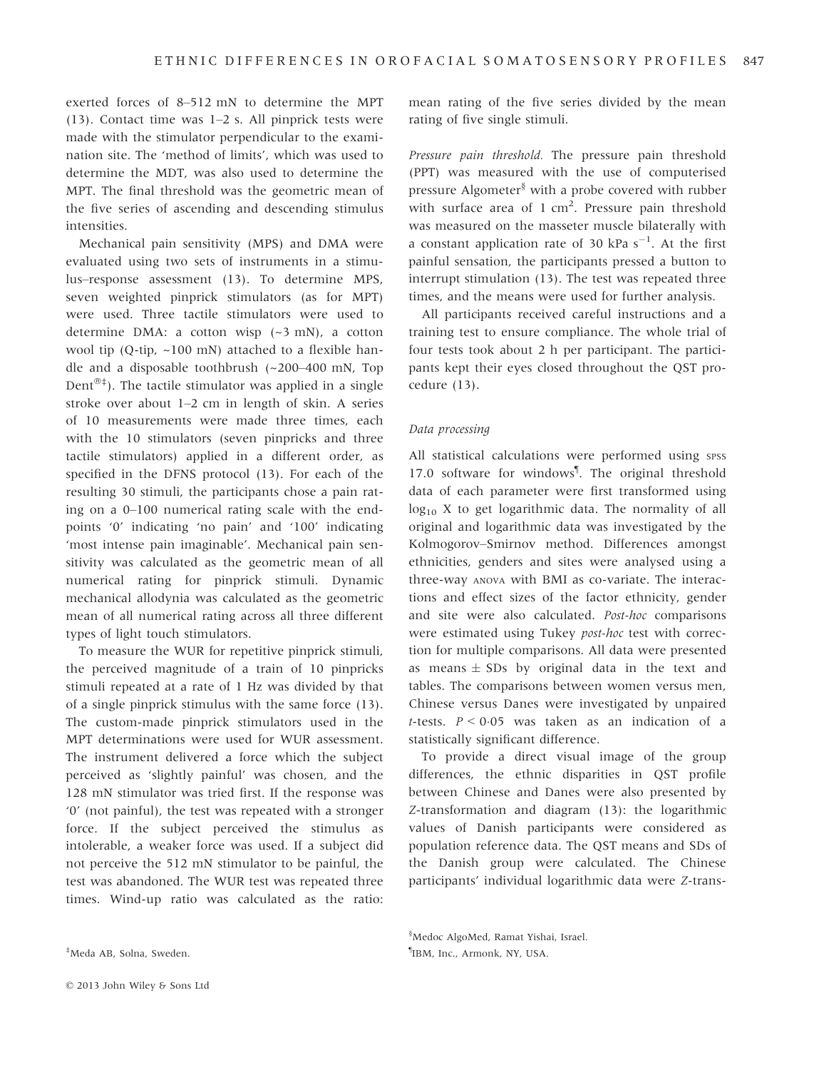exerted forces of 8–512 mN to determine the MPT (13). Contact time was 1–2 s. All pinprick tests were made with the stimulator perpendicular to the examination site. The 'method of limits', which was used to determine the MDT, was also used to determine the MPT. The final threshold was the geometric mean of the five series of ascending and descending stimulus intensities.

Mechanical pain sensitivity (MPS) and DMA were evaluated using two sets of instruments in a stimulus–response assessment (13). To determine MPS, seven weighted pinprick stimulators (as for MPT) were used. Three tactile stimulators were used to determine DMA: a cotton wisp (~3 mN), a cotton wool tip (Q-tip, ~100 mN) attached to a flexible handle and a disposable toothbrush (~200–400 mN, Top Dent®‡). The tactile stimulator was applied in a single stroke over about 1–2 cm in length of skin. A series of 10 measurements were made three times, each with the 10 stimulators (seven pinpricks and three tactile stimulators) applied in a different order, as specified in the DFNS protocol (13). For each of the resulting 30 stimuli, the participants chose a pain rating on a 0–100 numerical rating scale with the endpoints '0' indicating 'no pain' and '100' indicating 'most intense pain imaginable'. Mechanical pain sensitivity was calculated as the geometric mean of all numerical rating for pinprick stimuli. Dynamic mechanical allodynia was calculated as the geometric mean of all numerical rating across all three different types of light touch stimulators.

To measure the WUR for repetitive pinprick stimuli, the perceived magnitude of a train of 10 pinpricks stimuli repeated at a rate of 1 Hz was divided by that of a single pinprick stimulus with the same force (13). The custom-made pinprick stimulators used in the MPT determinations were used for WUR assessment. The instrument delivered a force which the subject perceived as 'slightly painful' was chosen, and the 128 mN stimulator was tried first. If the response was '0' (not painful), the test was repeated with a stronger force. If the subject perceived the stimulus as intolerable, a weaker force was used. If a subject did not perceive the 512 mN stimulator to be painful, the test was abandoned. The WUR test was repeated three times. Wind-up ratio was calculated as the ratio: mean rating of the five series divided by the mean rating of five single stimuli.

*Pressure pain threshold.* The pressure pain threshold (PPT) was measured with the use of computerised pressure Algometer§ with a probe covered with rubber with surface area of 1 $cm^2$. Pressure pain threshold was measured on the masseter muscle bilaterally with a constant application rate of 30 kPa $s^{-1}$. At the first painful sensation, the participants pressed a button to interrupt stimulation (13). The test was repeated three times, and the means were used for further analysis.

All participants received careful instructions and a training test to ensure compliance. The whole trial of four tests took about 2 h per participant. The participants kept their eyes closed throughout the QST procedure (13).

### *Data processing*

All statistical calculations were performed using SPSS 17.0 software for windows¶. The original threshold data of each parameter were first transformed using $\log_{10}$ X to get logarithmic data. The normality of all original and logarithmic data was investigated by the Kolmogorov–Smirnov method. Differences amongst ethnicities, genders and sites were analysed using a three-way ANOVA with BMI as co-variate. The interactions and effect sizes of the factor ethnicity, gender and site were also calculated. *Post-hoc* comparisons were estimated using Tukey *post-hoc* test with correction for multiple comparisons. All data were presented as means ± SDs by original data in the text and tables. The comparisons between women versus men, Chinese versus Danes were investigated by unpaired *t*-tests. $P < 0{\cdot}05$ was taken as an indication of a statistically significant difference.

To provide a direct visual image of the group differences, the ethnic disparities in QST profile between Chinese and Danes were also presented by *Z*-transformation and diagram (13): the logarithmic values of Danish participants were considered as population reference data. The QST means and SDs of the Danish group were calculated. The Chinese participants' individual logarithmic data were *Z*-trans-

‡Meda AB, Solna, Sweden.

§Medoc AlgoMed, Ramat Yishai, Israel.

¶IBM, Inc., Armonk, NY, USA.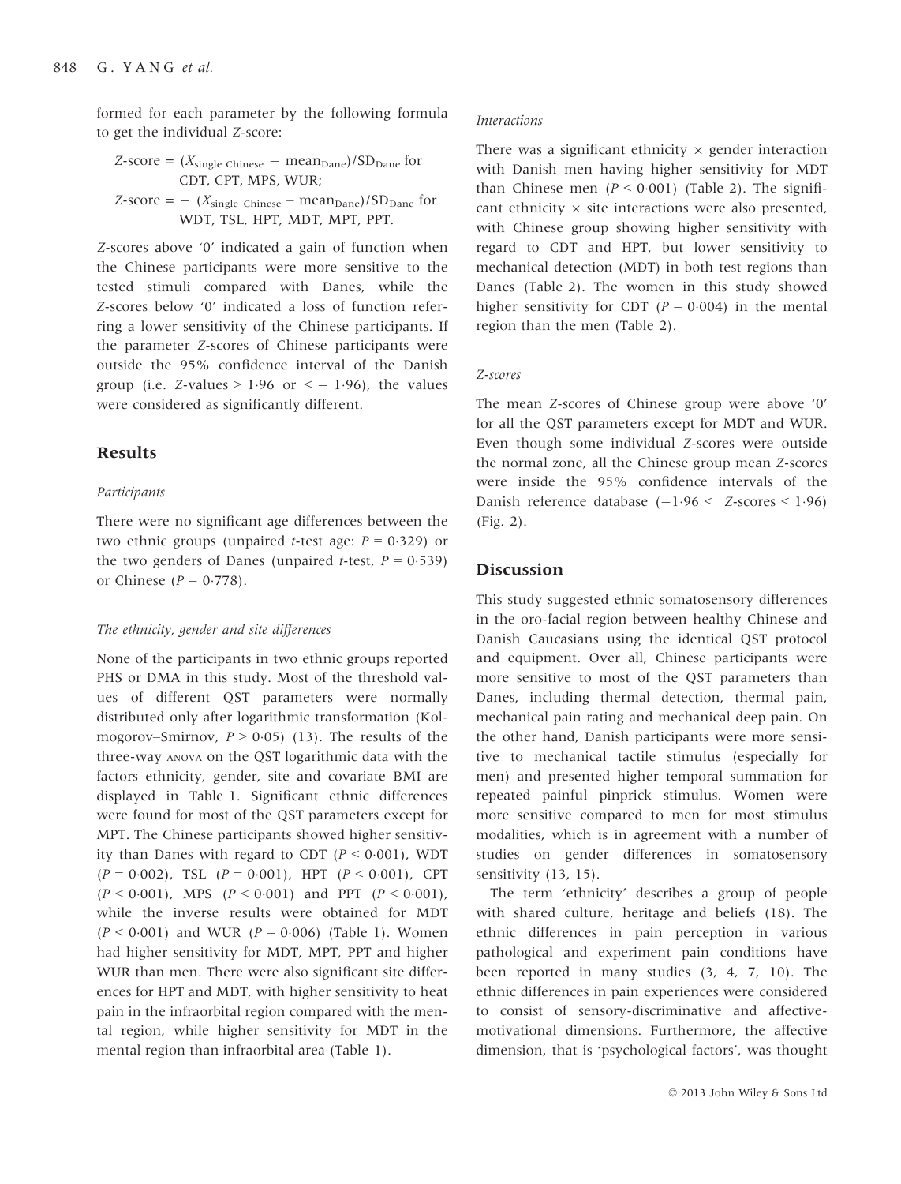formed for each parameter by the following formula to get the individual Z-score:

$Z\text{-score} = (X_{\text{single Chinese}} - \text{mean}_{\text{Dane}})/\text{SD}_{\text{Dane}}$ for CDT, CPT, MPS, WUR;

$Z\text{-score} = -(X_{\text{single Chinese}} - \text{mean}_{\text{Dane}})/\text{SD}_{\text{Dane}}$ for WDT, TSL, HPT, MDT, MPT, PPT.

Z-scores above '0' indicated a gain of function when the Chinese participants were more sensitive to the tested stimuli compared with Danes, while the Z-scores below '0' indicated a loss of function referring a lower sensitivity of the Chinese participants. If the parameter Z-scores of Chinese participants were outside the 95% confidence interval of the Danish group (i.e. Z-values > 1·96 or < − 1·96), the values were considered as significantly different.

## Results

### *Participants*

There were no significant age differences between the two ethnic groups (unpaired *t*-test age: $P = 0{\cdot}329$) or the two genders of Danes (unpaired *t*-test, $P = 0{\cdot}539$) or Chinese ($P = 0{\cdot}778$).

### *The ethnicity, gender and site differences*

None of the participants in two ethnic groups reported PHS or DMA in this study. Most of the threshold values of different QST parameters were normally distributed only after logarithmic transformation (Kolmogorov–Smirnov, $P > 0{\cdot}05$) (13). The results of the three-way ANOVA on the QST logarithmic data with the factors ethnicity, gender, site and covariate BMI are displayed in Table 1. Significant ethnic differences were found for most of the QST parameters except for MPT. The Chinese participants showed higher sensitivity than Danes with regard to CDT ($P < 0{\cdot}001$), WDT ($P = 0{\cdot}002$), TSL ($P = 0{\cdot}001$), HPT ($P < 0{\cdot}001$), CPT ($P < 0{\cdot}001$), MPS ($P < 0{\cdot}001$) and PPT ($P < 0{\cdot}001$), while the inverse results were obtained for MDT ($P < 0{\cdot}001$) and WUR ($P = 0{\cdot}006$) (Table 1). Women had higher sensitivity for MDT, MPT, PPT and higher WUR than men. There were also significant site differences for HPT and MDT, with higher sensitivity to heat pain in the infraorbital region compared with the mental region, while higher sensitivity for MDT in the mental region than infraorbital area (Table 1).

### *Interactions*

There was a significant ethnicity × gender interaction with Danish men having higher sensitivity for MDT than Chinese men ($P < 0{\cdot}001$) (Table 2). The significant ethnicity × site interactions were also presented, with Chinese group showing higher sensitivity with regard to CDT and HPT, but lower sensitivity to mechanical detection (MDT) in both test regions than Danes (Table 2). The women in this study showed higher sensitivity for CDT ($P = 0{\cdot}004$) in the mental region than the men (Table 2).

### *Z-scores*

The mean Z-scores of Chinese group were above '0' for all the QST parameters except for MDT and WUR. Even though some individual Z-scores were outside the normal zone, all the Chinese group mean Z-scores were inside the 95% confidence intervals of the Danish reference database (−1·96 < Z-scores < 1·96) (Fig. 2).

## Discussion

This study suggested ethnic somatosensory differences in the oro-facial region between healthy Chinese and Danish Caucasians using the identical QST protocol and equipment. Over all, Chinese participants were more sensitive to most of the QST parameters than Danes, including thermal detection, thermal pain, mechanical pain rating and mechanical deep pain. On the other hand, Danish participants were more sensitive to mechanical tactile stimulus (especially for men) and presented higher temporal summation for repeated painful pinprick stimulus. Women were more sensitive compared to men for most stimulus modalities, which is in agreement with a number of studies on gender differences in somatosensory sensitivity (13, 15).

The term 'ethnicity' describes a group of people with shared culture, heritage and beliefs (18). The ethnic differences in pain perception in various pathological and experiment pain conditions have been reported in many studies (3, 4, 7, 10). The ethnic differences in pain experiences were considered to consist of sensory-discriminative and affective-motivational dimensions. Furthermore, the affective dimension, that is 'psychological factors', was thought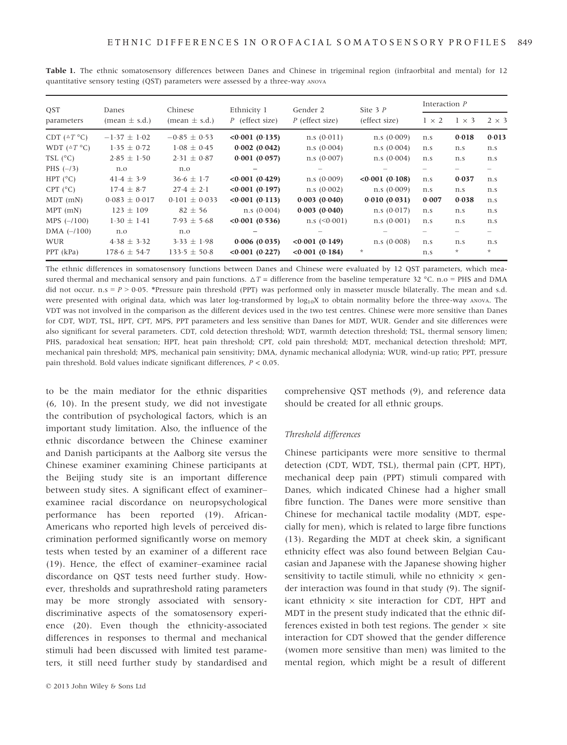**Table 1.** The ethnic somatosensory differences between Danes and Chinese in trigeminal region (infraorbital and mental) for 12 quantitative sensory testing (QST) parameters were assessed by a three-way ANOVA

| QST parameters | Danes (mean ± s.d.) | Chinese (mean ± s.d.) | Ethnicity 1 P (effect size) | Gender 2 P (effect size) | Site 3 P (effect size) | Interaction P | | |
|---|---|---|---|---|---|---|---|---|
| | | | | | | 1 × 2 | 1 × 3 | 2 × 3 |
| CDT (ΔT °C) | −1·37 ± 1·02 | −0·85 ± 0·53 | **<0·001 (0·135)** | n.s (0·011) | n.s (0·009) | n.s | **0·018** | **0·013** |
| WDT (ΔT °C) | 1·35 ± 0·72 | 1·08 ± 0·45 | **0·002 (0·042)** | n.s (0·004) | n.s (0·004) | n.s | n.s | n.s |
| TSL (°C) | 2·85 ± 1·50 | 2·31 ± 0·87 | **0·001 (0·057)** | n.s (0·007) | n.s (0·004) | n.s | n.s | n.s |
| PHS (–/3) | n.o | n.o | – | – | – | – | – | – |
| HPT (°C) | 41·4 ± 3·9 | 36·6 ± 1·7 | **<0·001 (0·429)** | n.s (0·009) | **<0·001 (0·108)** | n.s | **0·037** | n.s |
| CPT (°C) | 17·4 ± 8·7 | 27·4 ± 2·1 | **<0·001 (0·197)** | n.s (0·002) | n.s (0·009) | n.s | n.s | n.s |
| MDT (mN) | 0·083 ± 0·017 | 0·101 ± 0·033 | **<0·001 (0·113)** | **0·003 (0·040)** | **0·010 (0·031)** | **0·007** | **0·038** | n.s |
| MPT (mN) | 123 ± 109 | 82 ± 56 | n.s (0·004) | **0·003 (0·040)** | n.s (0·017) | n.s | n.s | n.s |
| MPS (–/100) | 1·30 ± 1·41 | 7·93 ± 5·68 | **<0·001 (0·536)** | n.s (<0·001) | n.s (0·001) | n.s | n.s | n.s |
| DMA (–/100) | n.o | n.o | – | – | – | – | – | – |
| WUR | 4·38 ± 3·32 | 3·33 ± 1·98 | **0·006 (0·035)** | **<0·001 (0·149)** | n.s (0·008) | n.s | n.s | n.s |
| PPT (kPa) | 178·6 ± 54·7 | 133·5 ± 50·8 | **<0·001 (0·227)** | **<0·001 (0·184)** | * | n.s | * | * |

The ethnic differences in somatosensory functions between Danes and Chinese were evaluated by 12 QST parameters, which measured thermal and mechanical sensory and pain functions. ΔT = difference from the baseline temperature 32 °C. n.o = PHS and DMA did not occur. n.s = $P > 0.05$. *Pressure pain threshold (PPT) was performed only in masseter muscle bilaterally. The mean and s.d. were presented with original data, which was later log-transformed by $\log_{10}X$ to obtain normality before the three-way ANOVA. The VDT was not involved in the comparison as the different devices used in the two test centres. Chinese were more sensitive than Danes for CDT, WDT, TSL, HPT, CPT, MPS, PPT parameters and less sensitive than Danes for MDT, WUR. Gender and site differences were also significant for several parameters. CDT, cold detection threshold; WDT, warmth detection threshold; TSL, thermal sensory limen; PHS, paradoxical heat sensation; HPT, heat pain threshold; CPT, cold pain threshold; MDT, mechanical detection threshold; MPT, mechanical pain threshold; MPS, mechanical pain sensitivity; DMA, dynamic mechanical allodynia; WUR, wind-up ratio; PPT, pressure pain threshold. Bold values indicate significant differences, $P < 0.05$.

to be the main mediator for the ethnic disparities (6, 10). In the present study, we did not investigate the contribution of psychological factors, which is an important study limitation. Also, the influence of the ethnic discordance between the Chinese examiner and Danish participants at the Aalborg site versus the Chinese examiner examining Chinese participants at the Beijing study site is an important difference between study sites. A significant effect of examiner–examinee racial discordance on neuropsychological performance has been reported (19). African-Americans who reported high levels of perceived discrimination performed significantly worse on memory tests when tested by an examiner of a different race (19). Hence, the effect of examiner–examinee racial discordance on QST tests need further study. However, thresholds and suprathreshold rating parameters may be more strongly associated with sensory-discriminative aspects of the somatosensory experience (20). Even though the ethnicity-associated differences in responses to thermal and mechanical stimuli had been discussed with limited test parameters, it still need further study by standardised and comprehensive QST methods (9), and reference data should be created for all ethnic groups.

### *Threshold differences*

Chinese participants were more sensitive to thermal detection (CDT, WDT, TSL), thermal pain (CPT, HPT), mechanical deep pain (PPT) stimuli compared with Danes, which indicated Chinese had a higher small fibre function. The Danes were more sensitive than Chinese for mechanical tactile modality (MDT, especially for men), which is related to large fibre functions (13). Regarding the MDT at cheek skin, a significant ethnicity effect was also found between Belgian Caucasian and Japanese with the Japanese showing higher sensitivity to tactile stimuli, while no ethnicity × gender interaction was found in that study (9). The significant ethnicity × site interaction for CDT, HPT and MDT in the present study indicated that the ethnic differences existed in both test regions. The gender × site interaction for CDT showed that the gender difference (women more sensitive than men) was limited to the mental region, which might be a result of different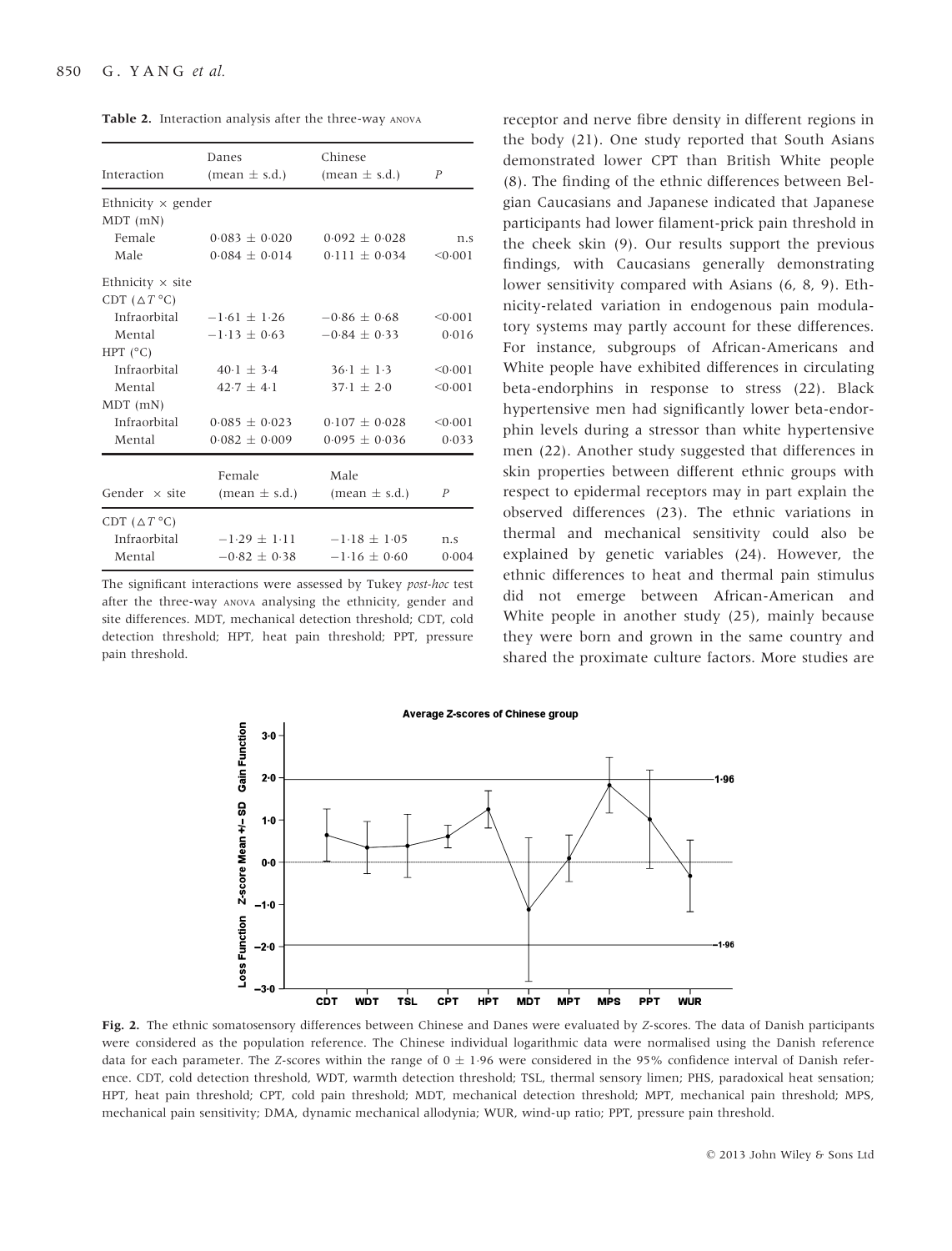**Table 2.** Interaction analysis after the three-way ANOVA

| Interaction | Danes (mean ± s.d.) | Chinese (mean ± s.d.) | *P* |
|---|---|---|---|
| Ethnicity × gender | | | |
| MDT (mN) | | | |
| Female | 0·083 ± 0·020 | 0·092 ± 0·028 | n.s |
| Male | 0·084 ± 0·014 | 0·111 ± 0·034 | <0·001 |
| Ethnicity × site | | | |
| CDT (△*T* °C) | | | |
| Infraorbital | −1·61 ± 1·26 | −0·86 ± 0·68 | <0·001 |
| Mental | −1·13 ± 0·63 | −0·84 ± 0·33 | 0·016 |
| HPT (°C) | | | |
| Infraorbital | 40·1 ± 3·4 | 36·1 ± 1·3 | <0·001 |
| Mental | 42·7 ± 4·1 | 37·1 ± 2·0 | <0·001 |
| MDT (mN) | | | |
| Infraorbital | 0·085 ± 0·023 | 0·107 ± 0·028 | <0·001 |
| Mental | 0·082 ± 0·009 | 0·095 ± 0·036 | 0·033 |
| **Gender × site** | **Female (mean ± s.d.)** | **Male (mean ± s.d.)** | ***P*** |
| CDT (△*T* °C) | | | |
| Infraorbital | −1·29 ± 1·11 | −1·18 ± 1·05 | n.s |
| Mental | −0·82 ± 0·38 | −1·16 ± 0·60 | 0·004 |

The significant interactions were assessed by Tukey *post-hoc* test after the three-way ANOVA analysing the ethnicity, gender and site differences. MDT, mechanical detection threshold; CDT, cold detection threshold; HPT, heat pain threshold; PPT, pressure pain threshold.

receptor and nerve fibre density in different regions in the body (21). One study reported that South Asians demonstrated lower CPT than British White people (8). The finding of the ethnic differences between Belgian Caucasians and Japanese indicated that Japanese participants had lower filament-prick pain threshold in the cheek skin (9). Our results support the previous findings, with Caucasians generally demonstrating lower sensitivity compared with Asians (6, 8, 9). Ethnicity-related variation in endogenous pain modulatory systems may partly account for these differences. For instance, subgroups of African-Americans and White people have exhibited differences in circulating beta-endorphins in response to stress (22). Black hypertensive men had significantly lower beta-endorphin levels during a stressor than white hypertensive men (22). Another study suggested that differences in skin properties between different ethnic groups with respect to epidermal receptors may in part explain the observed differences (23). The ethnic variations in thermal and mechanical sensitivity could also be explained by genetic variables (24). However, the ethnic differences to heat and thermal pain stimulus did not emerge between African-American and White people in another study (25), mainly because they were born and grown in the same country and shared the proximate culture factors. More studies are

**Fig. 2.** The ethnic somatosensory differences between Chinese and Danes were evaluated by *Z*-scores. The data of Danish participants were considered as the population reference. The Chinese individual logarithmic data were normalised using the Danish reference data for each parameter. The *Z*-scores within the range of 0 ± 1·96 were considered in the 95% confidence interval of Danish reference. CDT, cold detection threshold, WDT, warmth detection threshold; TSL, thermal sensory limen; PHS, paradoxical heat sensation; HPT, heat pain threshold; CPT, cold pain threshold; MDT, mechanical detection threshold; MPT, mechanical pain threshold; MPS, mechanical pain sensitivity; DMA, dynamic mechanical allodynia; WUR, wind-up ratio; PPT, pressure pain threshold.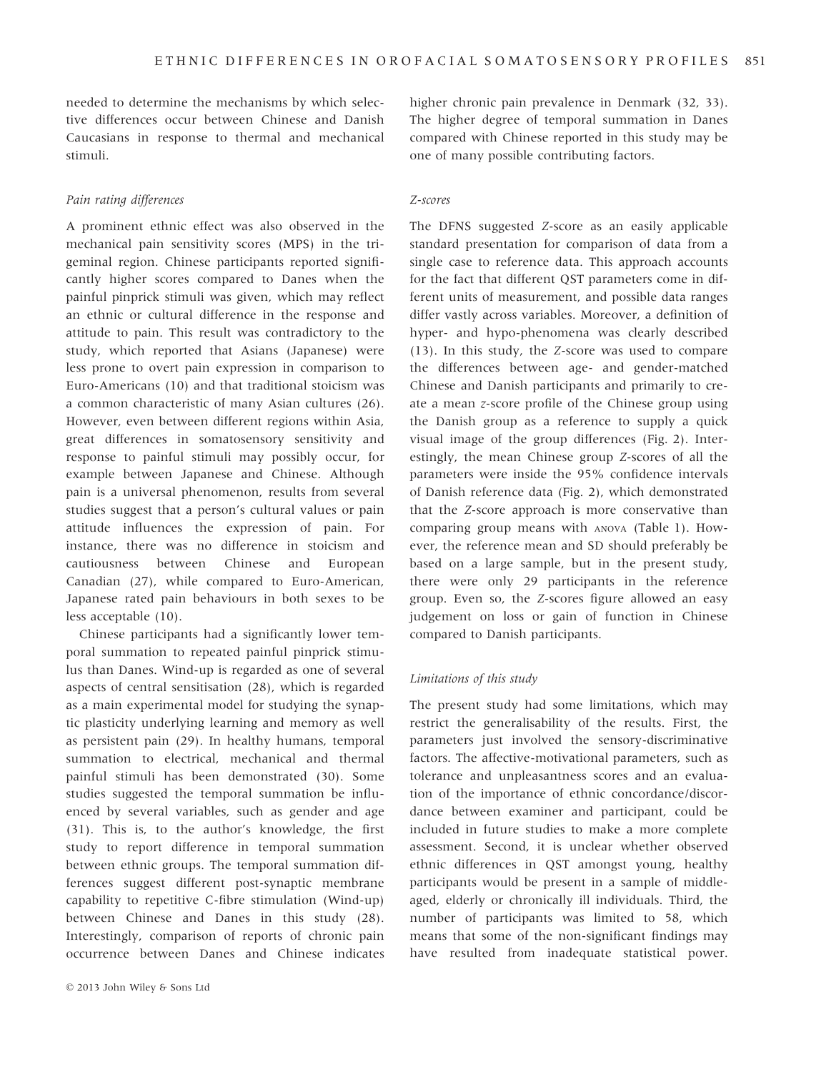needed to determine the mechanisms by which selective differences occur between Chinese and Danish Caucasians in response to thermal and mechanical stimuli.

### *Pain rating differences*

A prominent ethnic effect was also observed in the mechanical pain sensitivity scores (MPS) in the trigeminal region. Chinese participants reported significantly higher scores compared to Danes when the painful pinprick stimuli was given, which may reflect an ethnic or cultural difference in the response and attitude to pain. This result was contradictory to the study, which reported that Asians (Japanese) were less prone to overt pain expression in comparison to Euro-Americans (10) and that traditional stoicism was a common characteristic of many Asian cultures (26). However, even between different regions within Asia, great differences in somatosensory sensitivity and response to painful stimuli may possibly occur, for example between Japanese and Chinese. Although pain is a universal phenomenon, results from several studies suggest that a person's cultural values or pain attitude influences the expression of pain. For instance, there was no difference in stoicism and cautiousness between Chinese and European Canadian (27), while compared to Euro-American, Japanese rated pain behaviours in both sexes to be less acceptable (10).

Chinese participants had a significantly lower temporal summation to repeated painful pinprick stimulus than Danes. Wind-up is regarded as one of several aspects of central sensitisation (28), which is regarded as a main experimental model for studying the synaptic plasticity underlying learning and memory as well as persistent pain (29). In healthy humans, temporal summation to electrical, mechanical and thermal painful stimuli has been demonstrated (30). Some studies suggested the temporal summation be influenced by several variables, such as gender and age (31). This is, to the author's knowledge, the first study to report difference in temporal summation between ethnic groups. The temporal summation differences suggest different post-synaptic membrane capability to repetitive C-fibre stimulation (Wind-up) between Chinese and Danes in this study (28). Interestingly, comparison of reports of chronic pain occurrence between Danes and Chinese indicates higher chronic pain prevalence in Denmark (32, 33). The higher degree of temporal summation in Danes compared with Chinese reported in this study may be one of many possible contributing factors.

### *Z-scores*

The DFNS suggested *Z*-score as an easily applicable standard presentation for comparison of data from a single case to reference data. This approach accounts for the fact that different QST parameters come in different units of measurement, and possible data ranges differ vastly across variables. Moreover, a definition of hyper- and hypo-phenomena was clearly described (13). In this study, the *Z*-score was used to compare the differences between age- and gender-matched Chinese and Danish participants and primarily to create a mean *z*-score profile of the Chinese group using the Danish group as a reference to supply a quick visual image of the group differences (Fig. 2). Interestingly, the mean Chinese group *Z*-scores of all the parameters were inside the 95% confidence intervals of Danish reference data (Fig. 2), which demonstrated that the *Z*-score approach is more conservative than comparing group means with ANOVA (Table 1). However, the reference mean and SD should preferably be based on a large sample, but in the present study, there were only 29 participants in the reference group. Even so, the *Z*-scores figure allowed an easy judgement on loss or gain of function in Chinese compared to Danish participants.

### *Limitations of this study*

The present study had some limitations, which may restrict the generalisability of the results. First, the parameters just involved the sensory-discriminative factors. The affective-motivational parameters, such as tolerance and unpleasantness scores and an evaluation of the importance of ethnic concordance/discordance between examiner and participant, could be included in future studies to make a more complete assessment. Second, it is unclear whether observed ethnic differences in QST amongst young, healthy participants would be present in a sample of middle-aged, elderly or chronically ill individuals. Third, the number of participants was limited to 58, which means that some of the non-significant findings may have resulted from inadequate statistical power.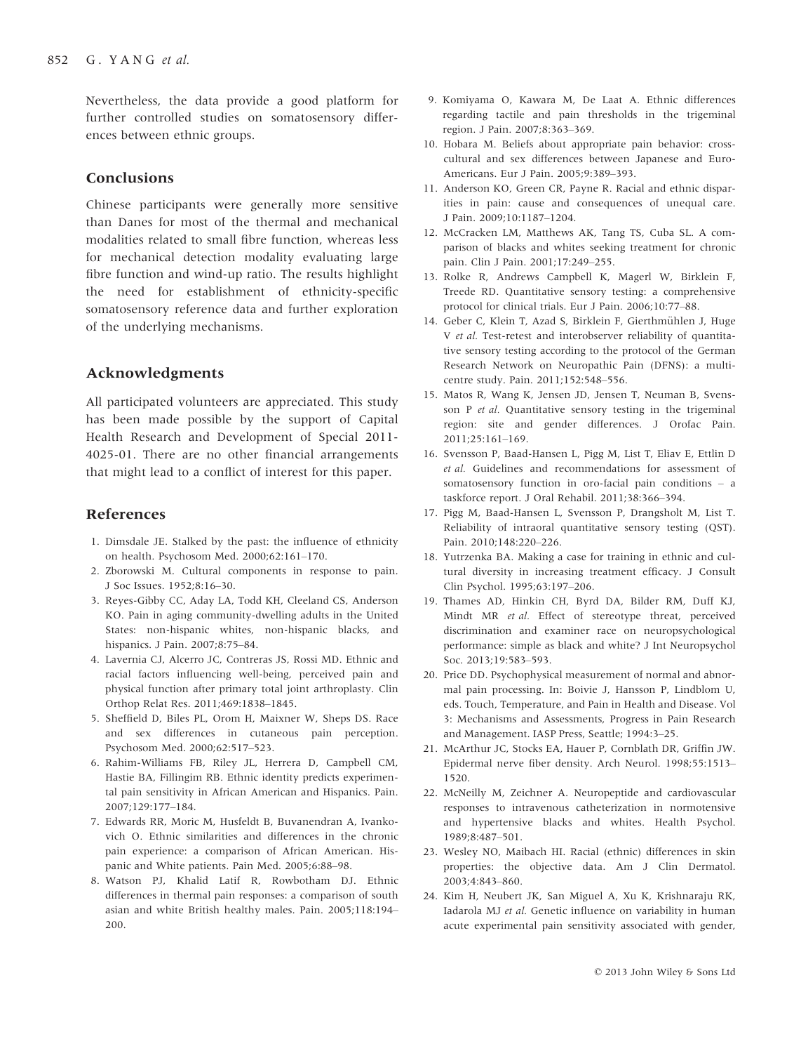Nevertheless, the data provide a good platform for further controlled studies on somatosensory differences between ethnic groups.

## Conclusions

Chinese participants were generally more sensitive than Danes for most of the thermal and mechanical modalities related to small fibre function, whereas less for mechanical detection modality evaluating large fibre function and wind-up ratio. The results highlight the need for establishment of ethnicity-specific somatosensory reference data and further exploration of the underlying mechanisms.

## Acknowledgments

All participated volunteers are appreciated. This study has been made possible by the support of Capital Health Research and Development of Special 2011-4025-01. There are no other financial arrangements that might lead to a conflict of interest for this paper.

## References

1. Dimsdale JE. Stalked by the past: the influence of ethnicity on health. Psychosom Med. 2000;62:161–170.
2. Zborowski M. Cultural components in response to pain. J Soc Issues. 1952;8:16–30.
3. Reyes-Gibby CC, Aday LA, Todd KH, Cleeland CS, Anderson KO. Pain in aging community-dwelling adults in the United States: non-hispanic whites, non-hispanic blacks, and hispanics. J Pain. 2007;8:75–84.
4. Lavernia CJ, Alcerro JC, Contreras JS, Rossi MD. Ethnic and racial factors influencing well-being, perceived pain and physical function after primary total joint arthroplasty. Clin Orthop Relat Res. 2011;469:1838–1845.
5. Sheffield D, Biles PL, Orom H, Maixner W, Sheps DS. Race and sex differences in cutaneous pain perception. Psychosom Med. 2000;62:517–523.
6. Rahim-Williams FB, Riley JL, Herrera D, Campbell CM, Hastie BA, Fillingim RB. Ethnic identity predicts experimental pain sensitivity in African American and Hispanics. Pain. 2007;129:177–184.
7. Edwards RR, Moric M, Husfeldt B, Buvanendran A, Ivankovich O. Ethnic similarities and differences in the chronic pain experience: a comparison of African American. Hispanic and White patients. Pain Med. 2005;6:88–98.
8. Watson PJ, Khalid Latif R, Rowbotham DJ. Ethnic differences in thermal pain responses: a comparison of south asian and white British healthy males. Pain. 2005;118:194–200.
9. Komiyama O, Kawara M, De Laat A. Ethnic differences regarding tactile and pain thresholds in the trigeminal region. J Pain. 2007;8:363–369.
10. Hobara M. Beliefs about appropriate pain behavior: cross-cultural and sex differences between Japanese and Euro-Americans. Eur J Pain. 2005;9:389–393.
11. Anderson KO, Green CR, Payne R. Racial and ethnic disparities in pain: cause and consequences of unequal care. J Pain. 2009;10:1187–1204.
12. McCracken LM, Matthews AK, Tang TS, Cuba SL. A comparison of blacks and whites seeking treatment for chronic pain. Clin J Pain. 2001;17:249–255.
13. Rolke R, Andrews Campbell K, Magerl W, Birklein F, Treede RD. Quantitative sensory testing: a comprehensive protocol for clinical trials. Eur J Pain. 2006;10:77–88.
14. Geber C, Klein T, Azad S, Birklein F, Gierthmühlen J, Huge V *et al.* Test-retest and interobserver reliability of quantitative sensory testing according to the protocol of the German Research Network on Neuropathic Pain (DFNS): a multi-centre study. Pain. 2011;152:548–556.
15. Matos R, Wang K, Jensen JD, Jensen T, Neuman B, Svensson P *et al.* Quantitative sensory testing in the trigeminal region: site and gender differences. J Orofac Pain. 2011;25:161–169.
16. Svensson P, Baad-Hansen L, Pigg M, List T, Eliav E, Ettlin D *et al.* Guidelines and recommendations for assessment of somatosensory function in oro-facial pain conditions – a taskforce report. J Oral Rehabil. 2011;38:366–394.
17. Pigg M, Baad-Hansen L, Svensson P, Drangsholt M, List T. Reliability of intraoral quantitative sensory testing (QST). Pain. 2010;148:220–226.
18. Yutrzenka BA. Making a case for training in ethnic and cultural diversity in increasing treatment efficacy. J Consult Clin Psychol. 1995;63:197–206.
19. Thames AD, Hinkin CH, Byrd DA, Bilder RM, Duff KJ, Mindt MR *et al.* Effect of stereotype threat, perceived discrimination and examiner race on neuropsychological performance: simple as black and white? J Int Neuropsychol Soc. 2013;19:583–593.
20. Price DD. Psychophysical measurement of normal and abnormal pain processing. In: Boivie J, Hansson P, Lindblom U, eds. Touch, Temperature, and Pain in Health and Disease. Vol 3: Mechanisms and Assessments, Progress in Pain Research and Management. IASP Press, Seattle; 1994:3–25.
21. McArthur JC, Stocks EA, Hauer P, Cornblath DR, Griffin JW. Epidermal nerve fiber density. Arch Neurol. 1998;55:1513–1520.
22. McNeilly M, Zeichner A. Neuropeptide and cardiovascular responses to intravenous catheterization in normotensive and hypertensive blacks and whites. Health Psychol. 1989;8:487–501.
23. Wesley NO, Maibach HI. Racial (ethnic) differences in skin properties: the objective data. Am J Clin Dermatol. 2003;4:843–860.
24. Kim H, Neubert JK, San Miguel A, Xu K, Krishnaraju RK, Iadarola MJ *et al.* Genetic influence on variability in human acute experimental pain sensitivity associated with gender,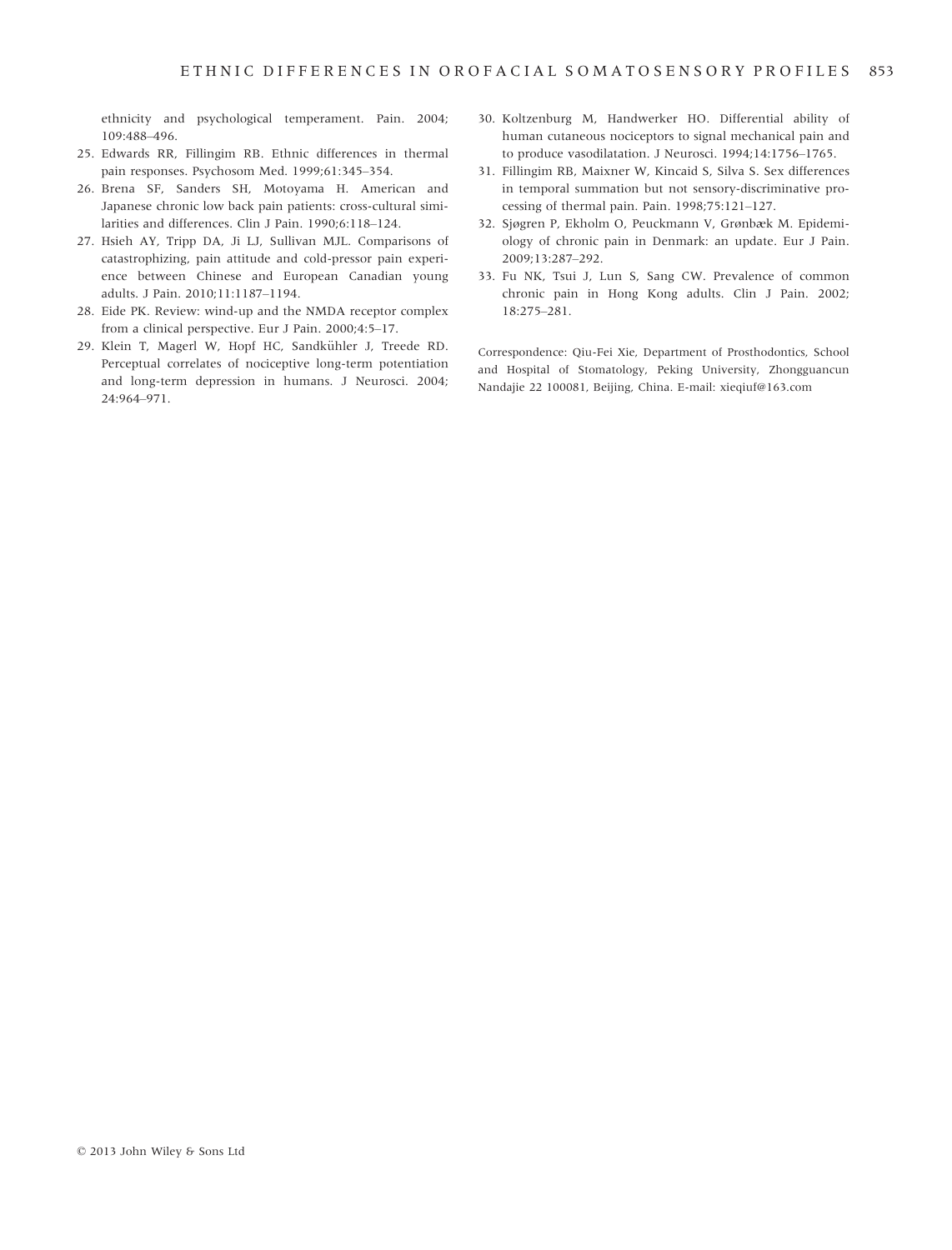ethnicity and psychological temperament. Pain. 2004; 109:488–496.

25. Edwards RR, Fillingim RB. Ethnic differences in thermal pain responses. Psychosom Med. 1999;61:345–354.
26. Brena SF, Sanders SH, Motoyama H. American and Japanese chronic low back pain patients: cross-cultural similarities and differences. Clin J Pain. 1990;6:118–124.
27. Hsieh AY, Tripp DA, Ji LJ, Sullivan MJL. Comparisons of catastrophizing, pain attitude and cold-pressor pain experience between Chinese and European Canadian young adults. J Pain. 2010;11:1187–1194.
28. Eide PK. Review: wind-up and the NMDA receptor complex from a clinical perspective. Eur J Pain. 2000;4:5–17.
29. Klein T, Magerl W, Hopf HC, Sandkühler J, Treede RD. Perceptual correlates of nociceptive long-term potentiation and long-term depression in humans. J Neurosci. 2004; 24:964–971.
30. Koltzenburg M, Handwerker HO. Differential ability of human cutaneous nociceptors to signal mechanical pain and to produce vasodilatation. J Neurosci. 1994;14:1756–1765.
31. Fillingim RB, Maixner W, Kincaid S, Silva S. Sex differences in temporal summation but not sensory-discriminative processing of thermal pain. Pain. 1998;75:121–127.
32. Sjøgren P, Ekholm O, Peuckmann V, Grønbæk M. Epidemiology of chronic pain in Denmark: an update. Eur J Pain. 2009;13:287–292.
33. Fu NK, Tsui J, Lun S, Sang CW. Prevalence of common chronic pain in Hong Kong adults. Clin J Pain. 2002; 18:275–281.

Correspondence: Qiu-Fei Xie, Department of Prosthodontics, School and Hospital of Stomatology, Peking University, Zhongguancun Nandajie 22 100081, Beijing, China. E-mail: xieqiuf@163.com

© 2013 John Wiley & Sons Ltd